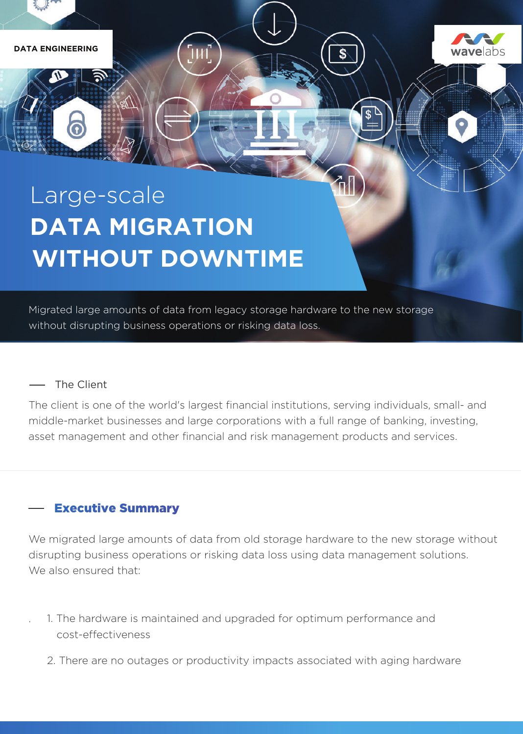DATA ENGINEERING

# Large-scale **DATA MIGRATION WITHOUT DOWNTIME**

Migrated large amounts of data from legacy storage hardware to the new storage without disrupting business operations or risking data loss.

## The Client

The client is one of the world's largest financial institutions, serving individuals, small- and middle-market businesses and large corporations with a full range of banking, investing, asset management and other financial and risk management products and services.

## Executive Summary

We migrated large amounts of data from old storage hardware to the new storage without disrupting business operations or risking data loss using data management solutions. We also ensured that:

1. The hardware is maintained and upgraded for optimum performance and cost-effectiveness
2. There are no outages or productivity impacts associated with aging hardware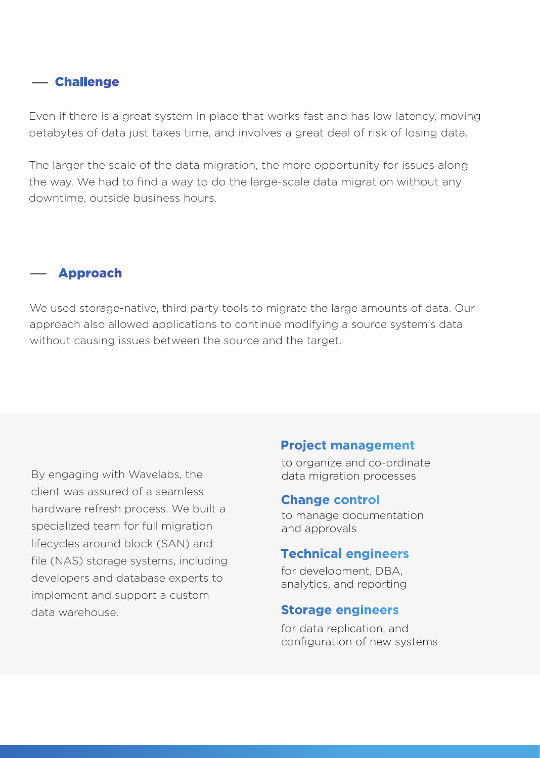## Challenge

Even if there is a great system in place that works fast and has low latency, moving petabytes of data just takes time, and involves a great deal of risk of losing data.

The larger the scale of the data migration, the more opportunity for issues along the way. We had to find a way to do the large-scale data migration without any downtime, outside business hours.

## Approach

We used storage-native, third party tools to migrate the large amounts of data. Our approach also allowed applications to continue modifying a source system's data without causing issues between the source and the target.

By engaging with Wavelabs, the client was assured of a seamless hardware refresh process. We built a specialized team for full migration lifecycles around block (SAN) and file (NAS) storage systems, including developers and database experts to implement and support a custom data warehouse.

### Project management

to organize and co-ordinate data migration processes

### Change control

to manage documentation and approvals

### Technical engineers

for development, DBA, analytics, and reporting

### Storage engineers

for data replication, and configuration of new systems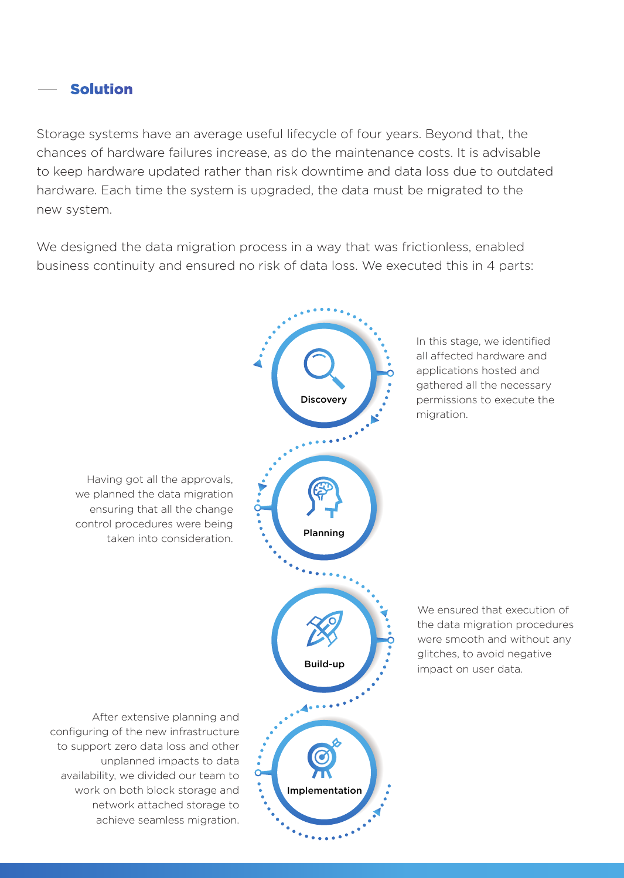## Solution

Storage systems have an average useful lifecycle of four years. Beyond that, the chances of hardware failures increase, as do the maintenance costs. It is advisable to keep hardware updated rather than risk downtime and data loss due to outdated hardware. Each time the system is upgraded, the data must be migrated to the new system.

We designed the data migration process in a way that was frictionless, enabled business continuity and ensured no risk of data loss. We executed this in 4 parts:

**Discovery**

In this stage, we identified all affected hardware and applications hosted and gathered all the necessary permissions to execute the migration.

**Planning**

Having got all the approvals, we planned the data migration ensuring that all the change control procedures were being taken into consideration.

**Build-up**

We ensured that execution of the data migration procedures were smooth and without any glitches, to avoid negative impact on user data.

**Implementation**

After extensive planning and configuring of the new infrastructure to support zero data loss and other unplanned impacts to data availability, we divided our team to work on both block storage and network attached storage to achieve seamless migration.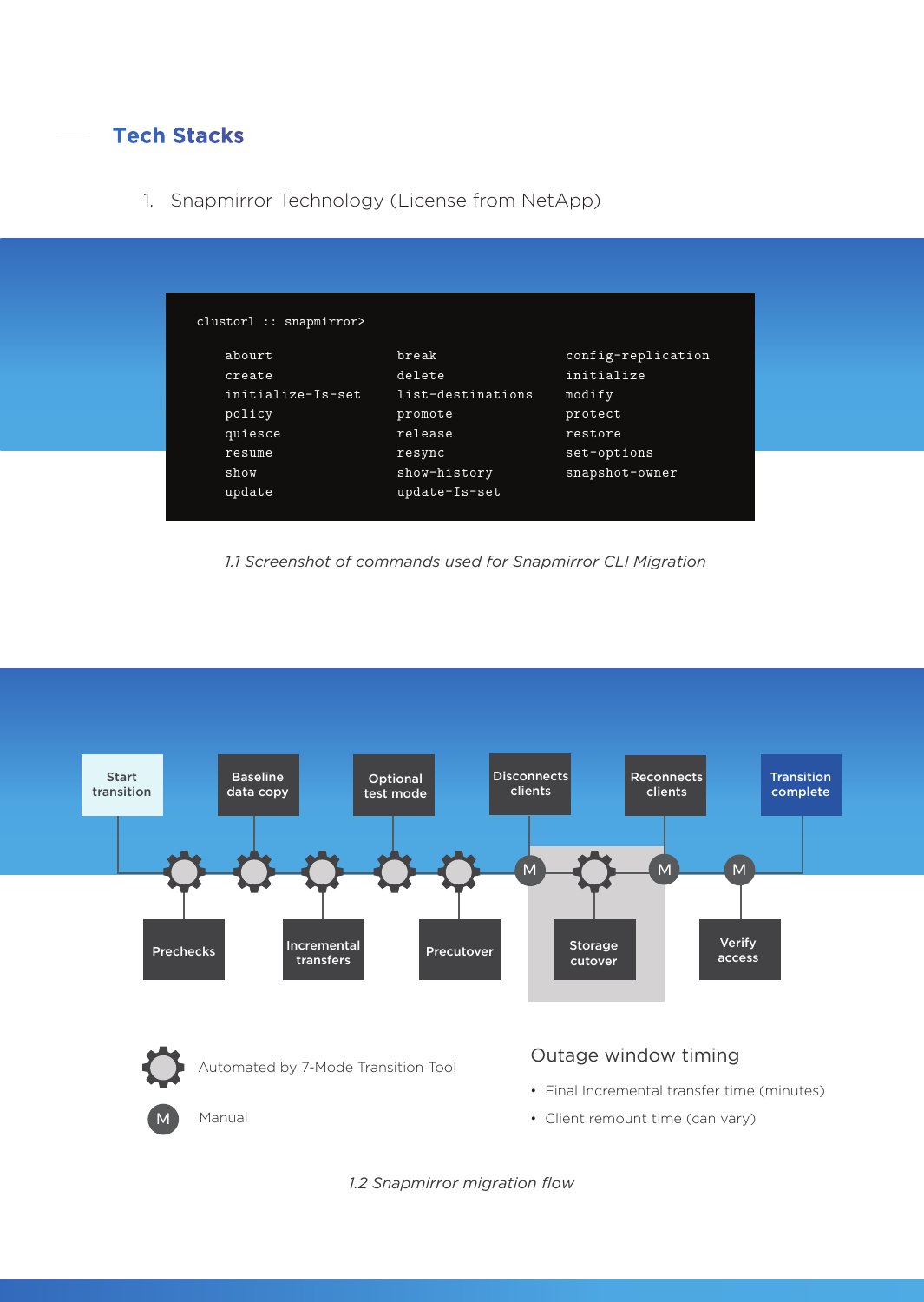## Tech Stacks

1. Snapmirror Technology (License from NetApp)

```
clustorl :: snapmirror>

    abourt              break               config-replication
    create              delete              initialize
    initialize-Is-set   list-destinations   modify
    policy              promote             protect
    quiesce             release             restore
    resume              resync              set-options
    show                show-history        snapshot-owner
    update              update-Is-set
```

*1.1 Screenshot of commands used for Snapmirror CLI Migration*

Start transition → Prechecks → Baseline data copy → Incremental transfers → Optional test mode → Precutover → Disconnects clients (M) → Storage cutover → Reconnects clients (M) → Verify access (M) → Transition complete

- ⚙ Automated by 7-Mode Transition Tool
- M Manual

Outage window timing

- Final Incremental transfer time (minutes)
- Client remount time (can vary)

*1.2 Snapmirror migration flow*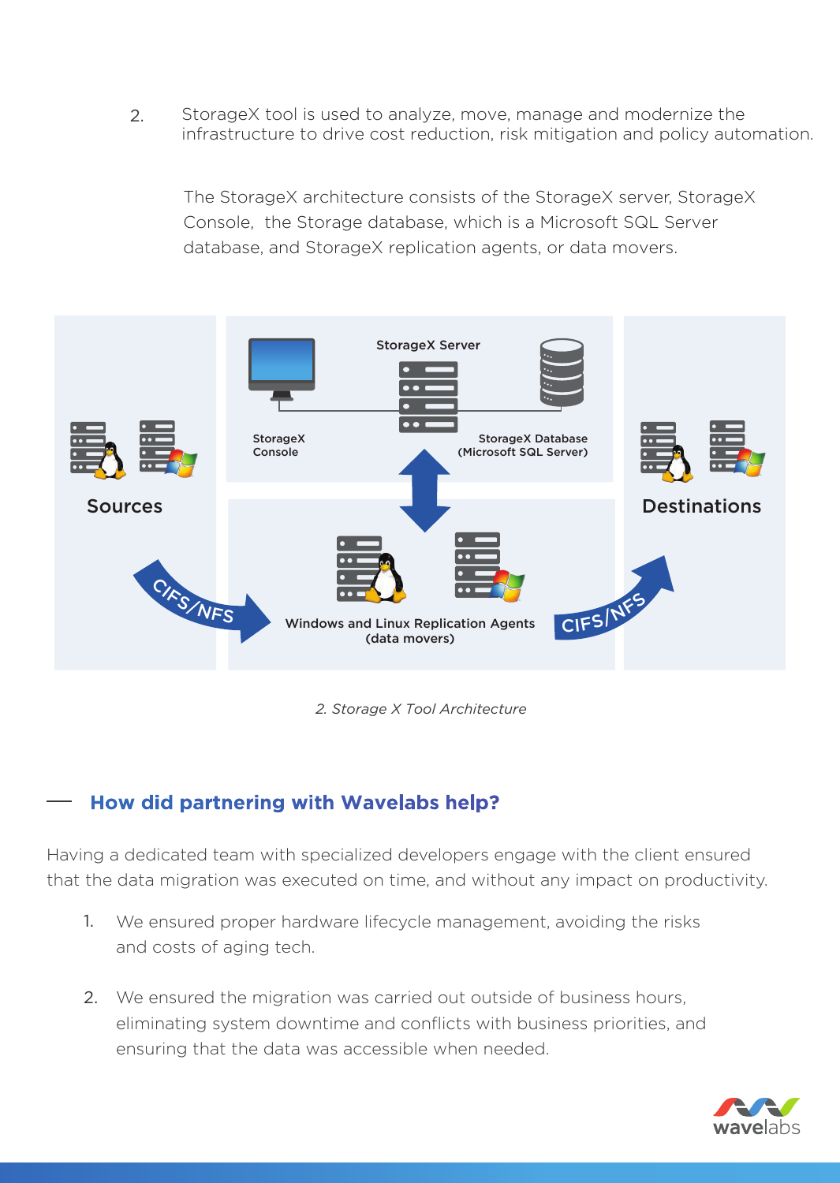2. StorageX tool is used to analyze, move, manage and modernize the infrastructure to drive cost reduction, risk mitigation and policy automation.

   The StorageX architecture consists of the StorageX server, StorageX Console, the Storage database, which is a Microsoft SQL Server database, and StorageX replication agents, or data movers.

Sources

StorageX Server

StorageX Console

StorageX Database (Microsoft SQL Server)

Destinations

CIFS/NFS

Windows and Linux Replication Agents (data movers)

CIFS/NFS

*2. Storage X Tool Architecture*

## How did partnering with Wavelabs help?

Having a dedicated team with specialized developers engage with the client ensured that the data migration was executed on time, and without any impact on productivity.

1. We ensured proper hardware lifecycle management, avoiding the risks and costs of aging tech.

2. We ensured the migration was carried out outside of business hours, eliminating system downtime and conflicts with business priorities, and ensuring that the data was accessible when needed.